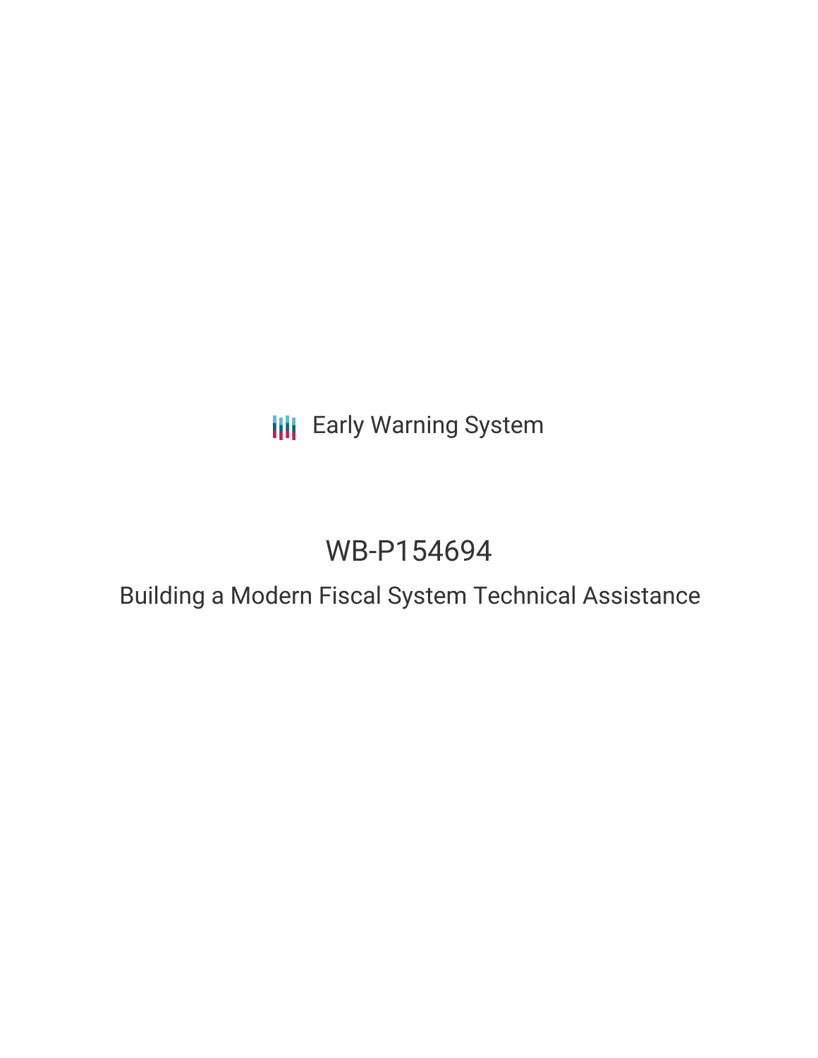Early Warning System

# WB-P154694

## Building a Modern Fiscal System Technical Assistance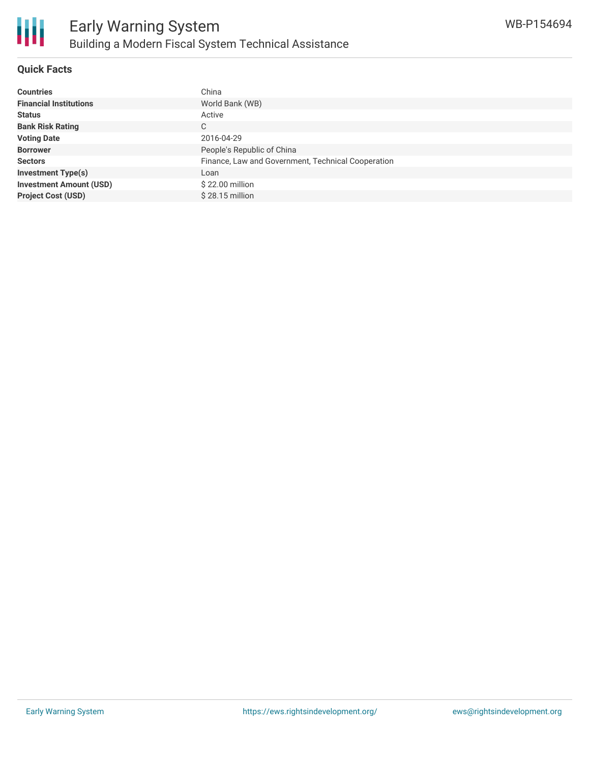# Early Warning System

## Building a Modern Fiscal System Technical Assistance

WB-P154694

### Quick Facts

| | |
|---|---|
| **Countries** | China |
| **Financial Institutions** | World Bank (WB) |
| **Status** | Active |
| **Bank Risk Rating** | C |
| **Voting Date** | 2016-04-29 |
| **Borrower** | People's Republic of China |
| **Sectors** | Finance, Law and Government, Technical Cooperation |
| **Investment Type(s)** | Loan |
| **Investment Amount (USD)** | $ 22.00 million |
| **Project Cost (USD)** | $ 28.15 million |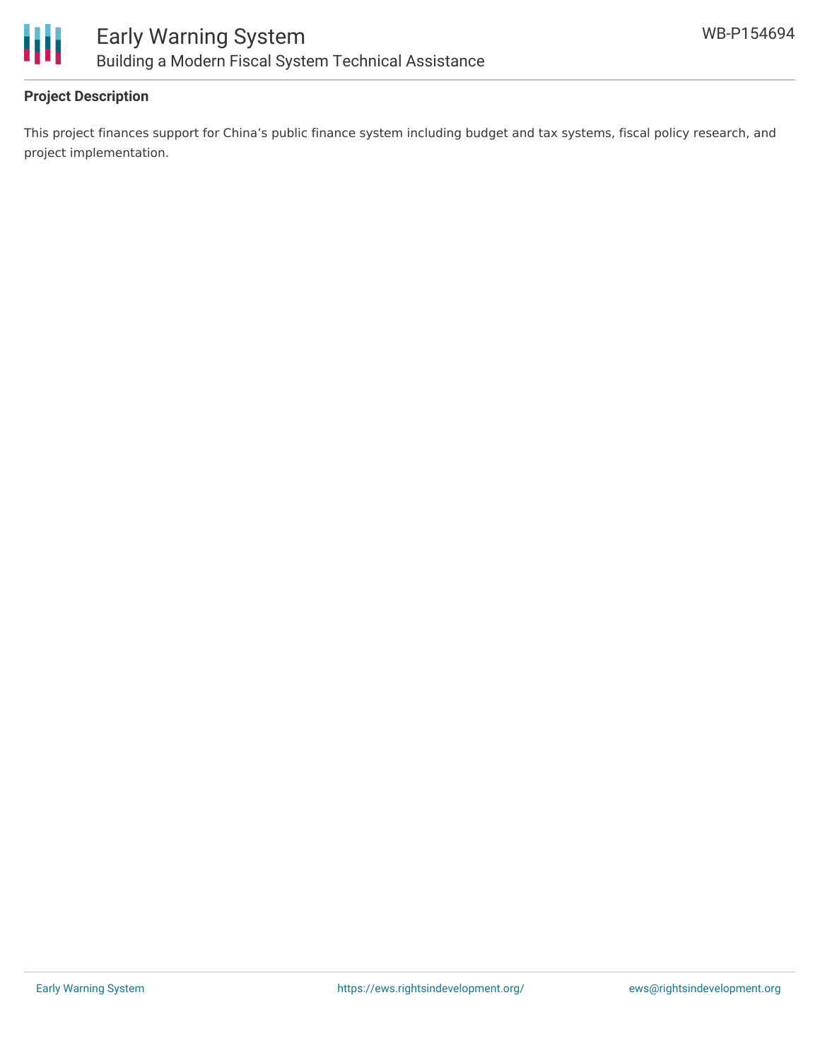**Project Description**

This project finances support for China's public finance system including budget and tax systems, fiscal policy research, and project implementation.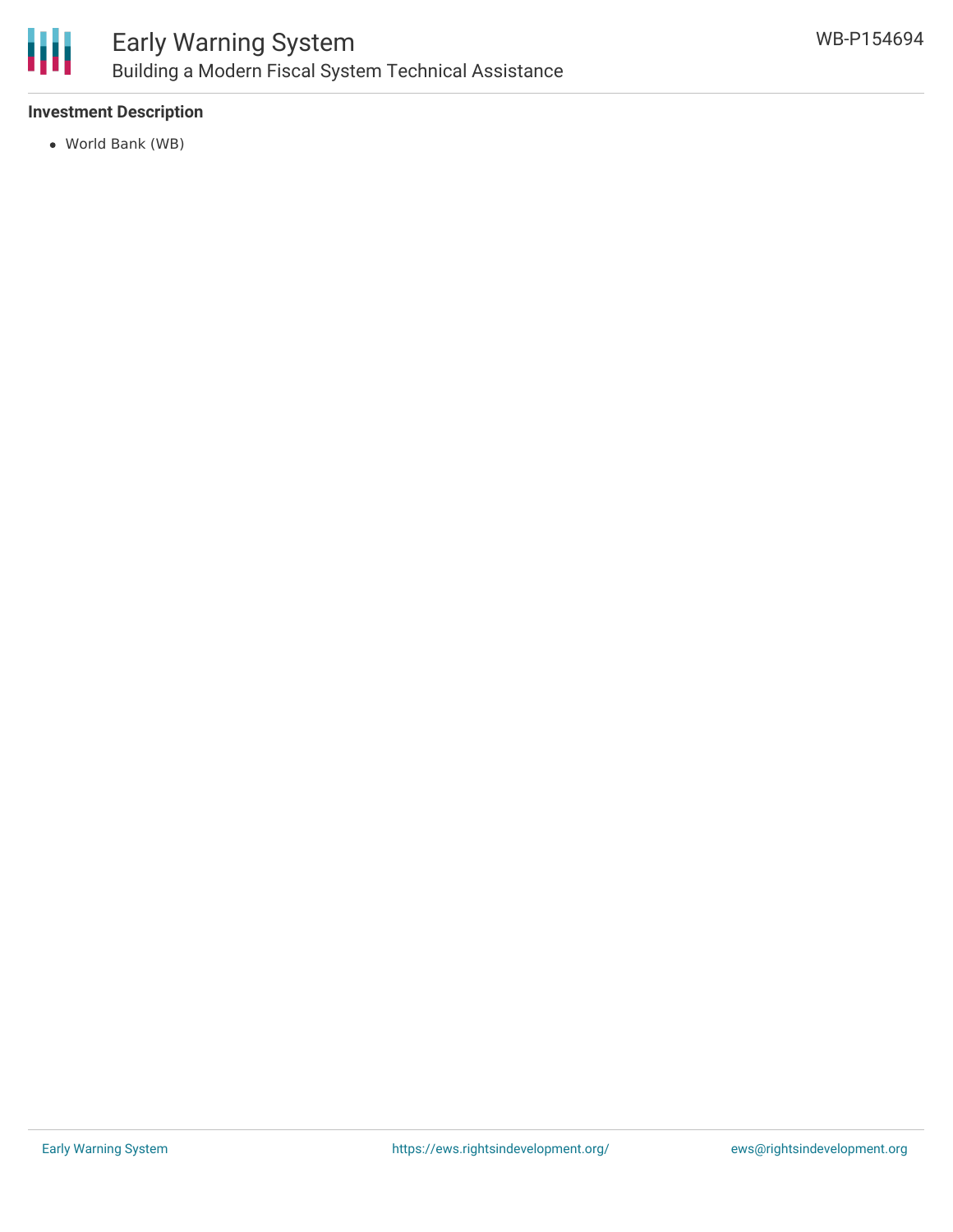## Investment Description

- World Bank (WB)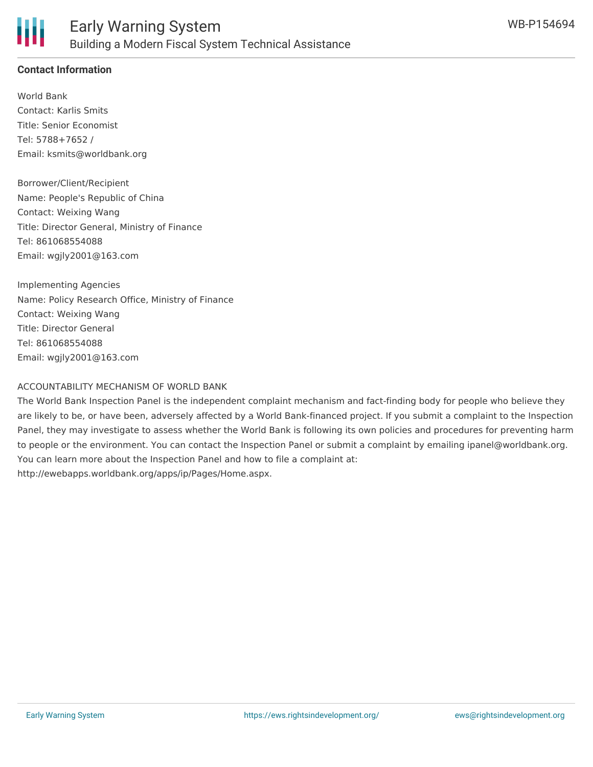**Contact Information**

World Bank
Contact: Karlis Smits
Title: Senior Economist
Tel: 5788+7652 /
Email: ksmits@worldbank.org

Borrower/Client/Recipient
Name: People's Republic of China
Contact: Weixing Wang
Title: Director General, Ministry of Finance
Tel: 861068554088
Email: wgjly2001@163.com

Implementing Agencies
Name: Policy Research Office, Ministry of Finance
Contact: Weixing Wang
Title: Director General
Tel: 861068554088
Email: wgjly2001@163.com

ACCOUNTABILITY MECHANISM OF WORLD BANK
The World Bank Inspection Panel is the independent complaint mechanism and fact-finding body for people who believe they are likely to be, or have been, adversely affected by a World Bank-financed project. If you submit a complaint to the Inspection Panel, they may investigate to assess whether the World Bank is following its own policies and procedures for preventing harm to people or the environment. You can contact the Inspection Panel or submit a complaint by emailing ipanel@worldbank.org. You can learn more about the Inspection Panel and how to file a complaint at: http://ewebapps.worldbank.org/apps/ip/Pages/Home.aspx.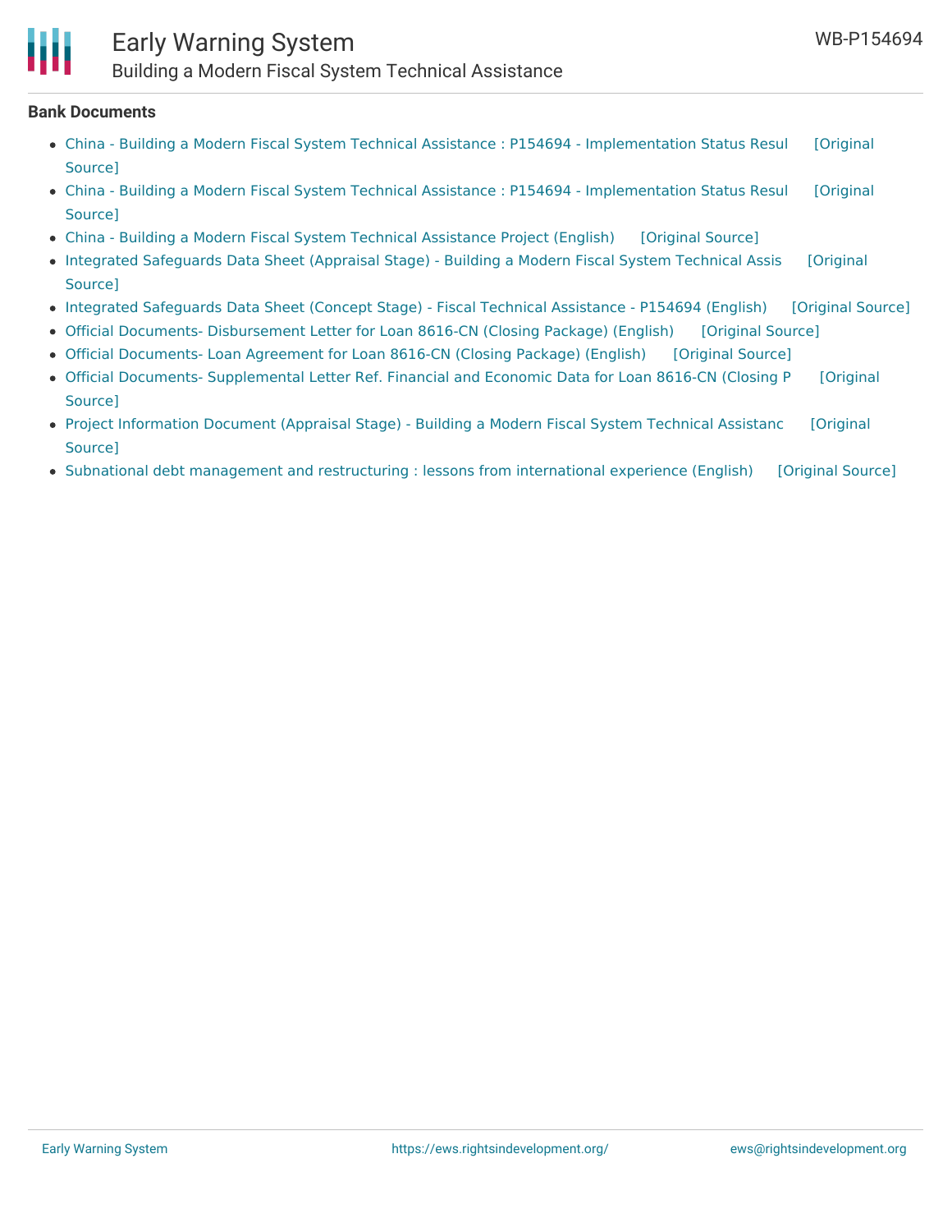## Bank Documents

- China - Building a Modern Fiscal System Technical Assistance : P154694 - Implementation Status Resul [Original Source]
- China - Building a Modern Fiscal System Technical Assistance : P154694 - Implementation Status Resul [Original Source]
- China - Building a Modern Fiscal System Technical Assistance Project (English) [Original Source]
- Integrated Safeguards Data Sheet (Appraisal Stage) - Building a Modern Fiscal System Technical Assis [Original Source]
- Integrated Safeguards Data Sheet (Concept Stage) - Fiscal Technical Assistance - P154694 (English) [Original Source]
- Official Documents- Disbursement Letter for Loan 8616-CN (Closing Package) (English) [Original Source]
- Official Documents- Loan Agreement for Loan 8616-CN (Closing Package) (English) [Original Source]
- Official Documents- Supplemental Letter Ref. Financial and Economic Data for Loan 8616-CN (Closing P [Original Source]
- Project Information Document (Appraisal Stage) - Building a Modern Fiscal System Technical Assistanc [Original Source]
- Subnational debt management and restructuring : lessons from international experience (English) [Original Source]